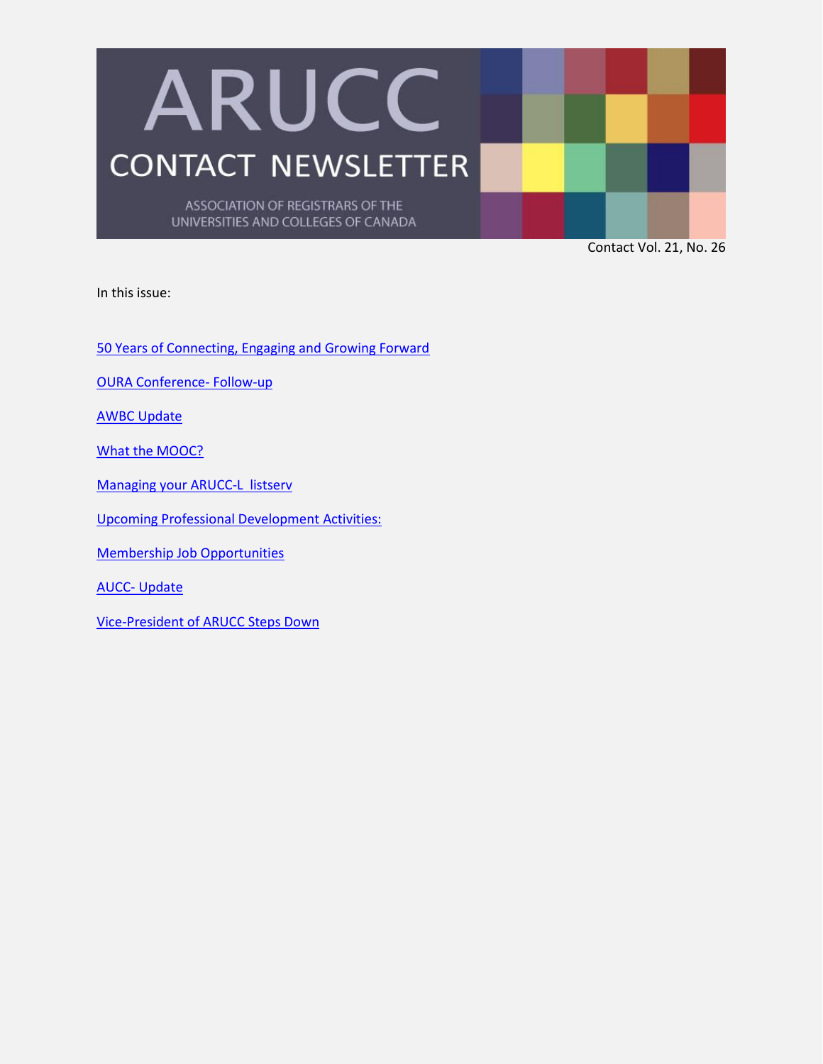# ARUCC

## CONTACT NEWSLETTER

ASSOCIATION OF REGISTRARS OF THE UNIVERSITIES AND COLLEGES OF CANADA

Contact Vol. 21, No. 26

In this issue:

[50 Years of Connecting, Engaging and Growing Forward]

[OURA Conference- Follow-up]

[AWBC Update]

[What the MOOC?]

[Managing your ARUCC-L listserv]

[Upcoming Professional Development Activities:]

[Membership Job Opportunities]

[AUCC- Update]

[Vice-President of ARUCC Steps Down]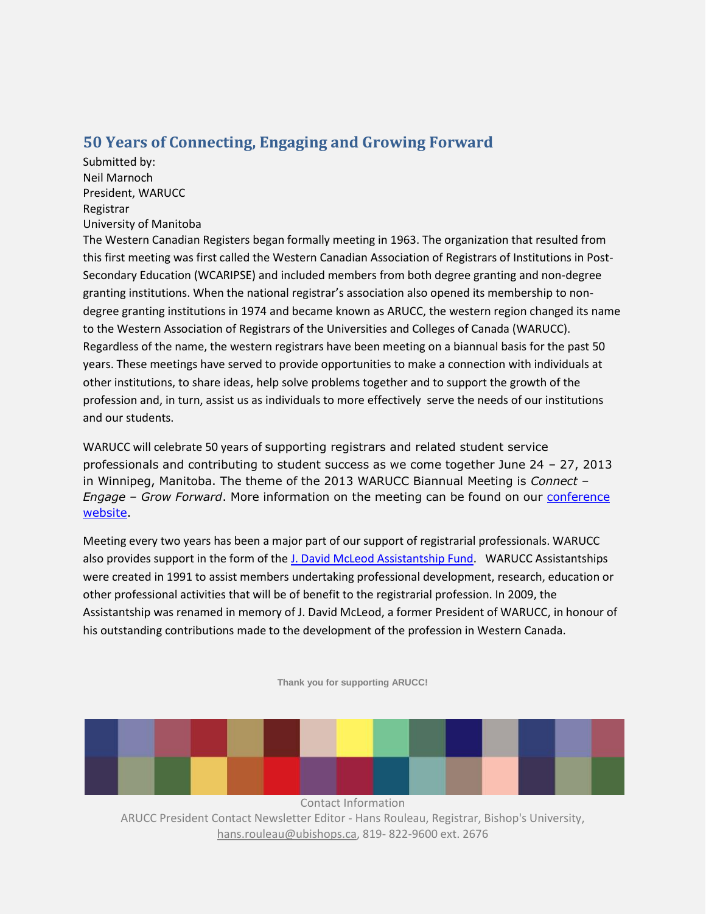## 50 Years of Connecting, Engaging and Growing Forward

Submitted by:
Neil Marnoch
President, WARUCC
Registrar
University of Manitoba

The Western Canadian Registers began formally meeting in 1963. The organization that resulted from this first meeting was first called the Western Canadian Association of Registrars of Institutions in Post-Secondary Education (WCARIPSE) and included members from both degree granting and non-degree granting institutions. When the national registrar's association also opened its membership to non-degree granting institutions in 1974 and became known as ARUCC, the western region changed its name to the Western Association of Registrars of the Universities and Colleges of Canada (WARUCC). Regardless of the name, the western registrars have been meeting on a biannual basis for the past 50 years. These meetings have served to provide opportunities to make a connection with individuals at other institutions, to share ideas, help solve problems together and to support the growth of the profession and, in turn, assist us as individuals to more effectively serve the needs of our institutions and our students.

WARUCC will celebrate 50 years of supporting registrars and related student service professionals and contributing to student success as we come together June 24 – 27, 2013 in Winnipeg, Manitoba. The theme of the 2013 WARUCC Biannual Meeting is *Connect – Engage – Grow Forward*. More information on the meeting can be found on our conference website.

Meeting every two years has been a major part of our support of registrarial professionals. WARUCC also provides support in the form of the J. David McLeod Assistantship Fund. WARUCC Assistantships were created in 1991 to assist members undertaking professional development, research, education or other professional activities that will be of benefit to the registrarial profession. In 2009, the Assistantship was renamed in memory of J. David McLeod, a former President of WARUCC, in honour of his outstanding contributions made to the development of the profession in Western Canada.

**Thank you for supporting ARUCC!**

Contact Information
ARUCC President Contact Newsletter Editor - Hans Rouleau, Registrar, Bishop's University, hans.rouleau@ubishops.ca, 819- 822-9600 ext. 2676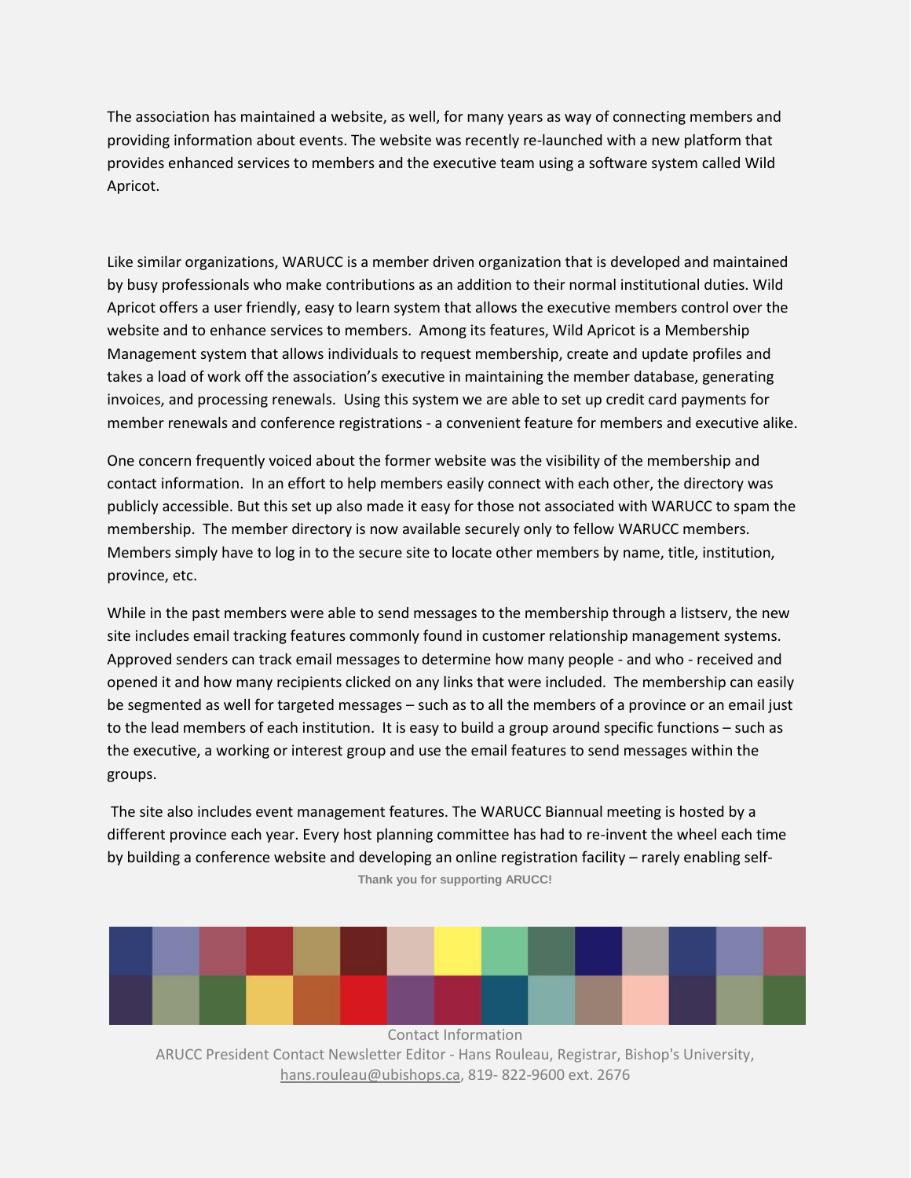The association has maintained a website, as well, for many years as way of connecting members and providing information about events. The website was recently re-launched with a new platform that provides enhanced services to members and the executive team using a software system called Wild Apricot.

Like similar organizations, WARUCC is a member driven organization that is developed and maintained by busy professionals who make contributions as an addition to their normal institutional duties. Wild Apricot offers a user friendly, easy to learn system that allows the executive members control over the website and to enhance services to members. Among its features, Wild Apricot is a Membership Management system that allows individuals to request membership, create and update profiles and takes a load of work off the association's executive in maintaining the member database, generating invoices, and processing renewals. Using this system we are able to set up credit card payments for member renewals and conference registrations - a convenient feature for members and executive alike.

One concern frequently voiced about the former website was the visibility of the membership and contact information. In an effort to help members easily connect with each other, the directory was publicly accessible. But this set up also made it easy for those not associated with WARUCC to spam the membership. The member directory is now available securely only to fellow WARUCC members. Members simply have to log in to the secure site to locate other members by name, title, institution, province, etc.

While in the past members were able to send messages to the membership through a listserv, the new site includes email tracking features commonly found in customer relationship management systems. Approved senders can track email messages to determine how many people - and who - received and opened it and how many recipients clicked on any links that were included. The membership can easily be segmented as well for targeted messages – such as to all the members of a province or an email just to the lead members of each institution. It is easy to build a group around specific functions – such as the executive, a working or interest group and use the email features to send messages within the groups.

The site also includes event management features. The WARUCC Biannual meeting is hosted by a different province each year. Every host planning committee has had to re-invent the wheel each time by building a conference website and developing an online registration facility – rarely enabling self-

Thank you for supporting ARUCC!

Contact Information
ARUCC President Contact Newsletter Editor - Hans Rouleau, Registrar, Bishop's University, hans.rouleau@ubishops.ca, 819- 822-9600 ext. 2676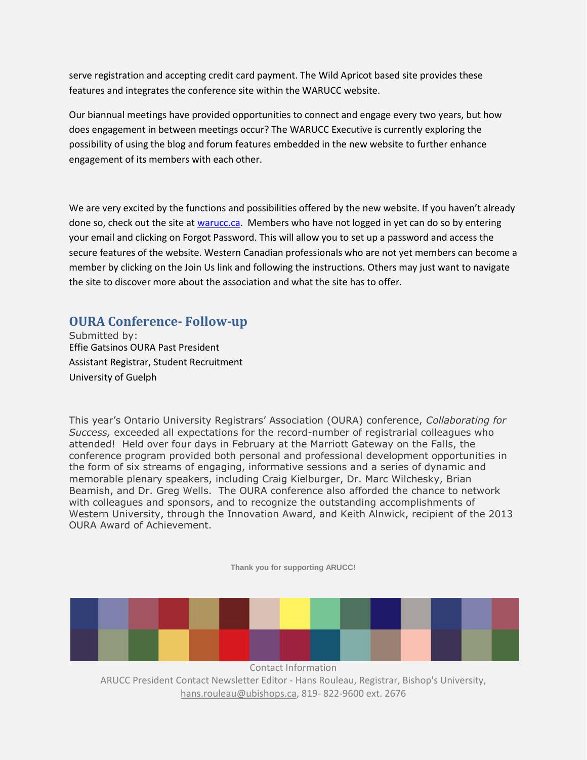serve registration and accepting credit card payment. The Wild Apricot based site provides these features and integrates the conference site within the WARUCC website.

Our biannual meetings have provided opportunities to connect and engage every two years, but how does engagement in between meetings occur? The WARUCC Executive is currently exploring the possibility of using the blog and forum features embedded in the new website to further enhance engagement of its members with each other.

We are very excited by the functions and possibilities offered by the new website. If you haven't already done so, check out the site at [warucc.ca](warucc.ca). Members who have not logged in yet can do so by entering your email and clicking on Forgot Password. This will allow you to set up a password and access the secure features of the website. Western Canadian professionals who are not yet members can become a member by clicking on the Join Us link and following the instructions. Others may just want to navigate the site to discover more about the association and what the site has to offer.

## OURA Conference- Follow-up

Submitted by:
Effie Gatsinos OURA Past President
Assistant Registrar, Student Recruitment
University of Guelph

This year's Ontario University Registrars' Association (OURA) conference, *Collaborating for Success,* exceeded all expectations for the record-number of registrarial colleagues who attended! Held over four days in February at the Marriott Gateway on the Falls, the conference program provided both personal and professional development opportunities in the form of six streams of engaging, informative sessions and a series of dynamic and memorable plenary speakers, including Craig Kielburger, Dr. Marc Wilchesky, Brian Beamish, and Dr. Greg Wells. The OURA conference also afforded the chance to network with colleagues and sponsors, and to recognize the outstanding accomplishments of Western University, through the Innovation Award, and Keith Alnwick, recipient of the 2013 OURA Award of Achievement.

**Thank you for supporting ARUCC!**

Contact Information
ARUCC President Contact Newsletter Editor - Hans Rouleau, Registrar, Bishop's University, hans.rouleau@ubishops.ca, 819- 822-9600 ext. 2676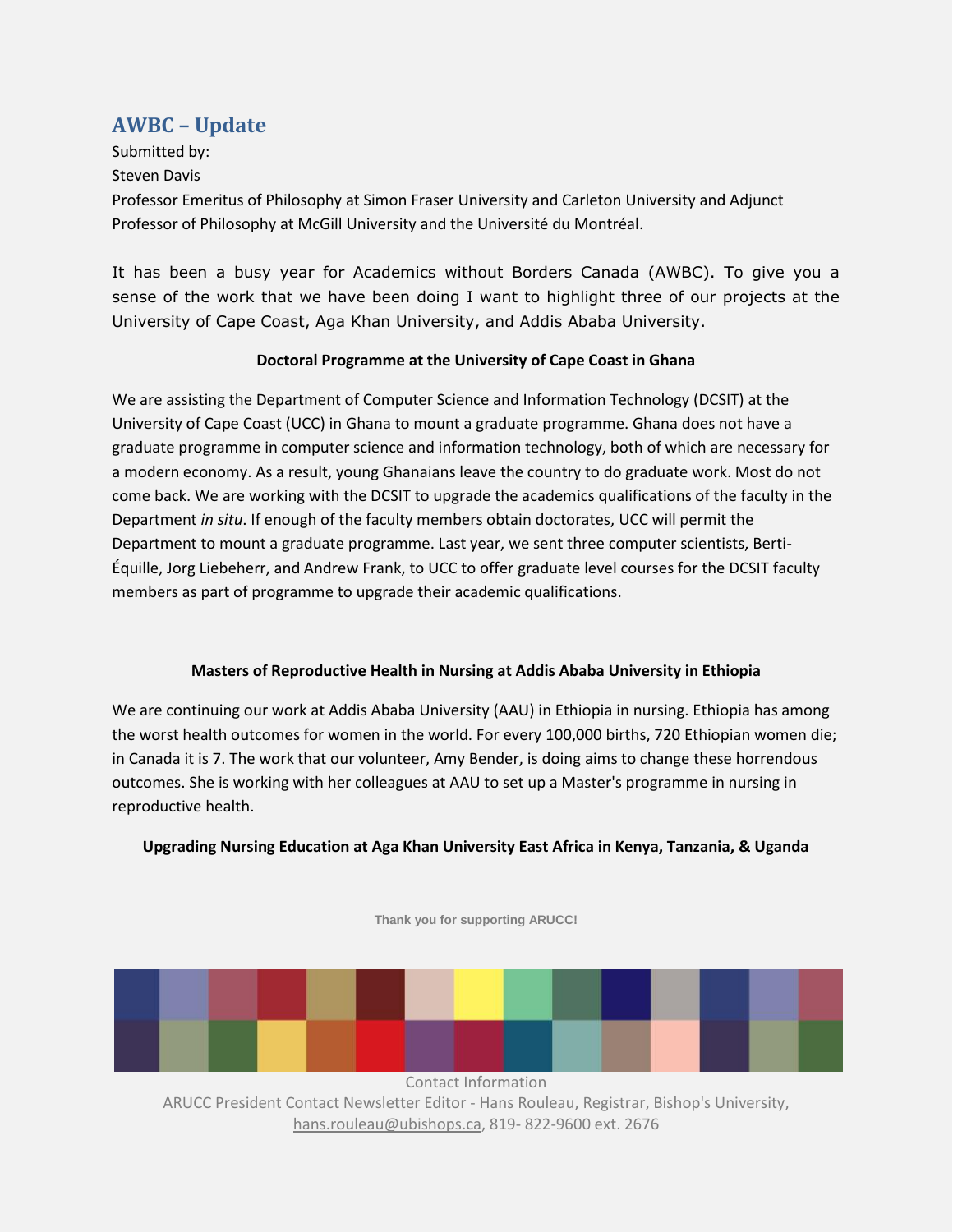## AWBC – Update

Submitted by:
Steven Davis
Professor Emeritus of Philosophy at Simon Fraser University and Carleton University and Adjunct Professor of Philosophy at McGill University and the Université du Montréal.

It has been a busy year for Academics without Borders Canada (AWBC). To give you a sense of the work that we have been doing I want to highlight three of our projects at the University of Cape Coast, Aga Khan University, and Addis Ababa University.

**Doctoral Programme at the University of Cape Coast in Ghana**

We are assisting the Department of Computer Science and Information Technology (DCSIT) at the University of Cape Coast (UCC) in Ghana to mount a graduate programme. Ghana does not have a graduate programme in computer science and information technology, both of which are necessary for a modern economy. As a result, young Ghanaians leave the country to do graduate work. Most do not come back. We are working with the DCSIT to upgrade the academics qualifications of the faculty in the Department *in situ*. If enough of the faculty members obtain doctorates, UCC will permit the Department to mount a graduate programme. Last year, we sent three computer scientists, Berti-Équille, Jorg Liebeherr, and Andrew Frank, to UCC to offer graduate level courses for the DCSIT faculty members as part of programme to upgrade their academic qualifications.

**Masters of Reproductive Health in Nursing at Addis Ababa University in Ethiopia**

We are continuing our work at Addis Ababa University (AAU) in Ethiopia in nursing. Ethiopia has among the worst health outcomes for women in the world. For every 100,000 births, 720 Ethiopian women die; in Canada it is 7. The work that our volunteer, Amy Bender, is doing aims to change these horrendous outcomes. She is working with her colleagues at AAU to set up a Master's programme in nursing in reproductive health.

**Upgrading Nursing Education at Aga Khan University East Africa in Kenya, Tanzania, & Uganda**

Thank you for supporting ARUCC!

Contact Information
ARUCC President Contact Newsletter Editor - Hans Rouleau, Registrar, Bishop's University, hans.rouleau@ubishops.ca, 819- 822-9600 ext. 2676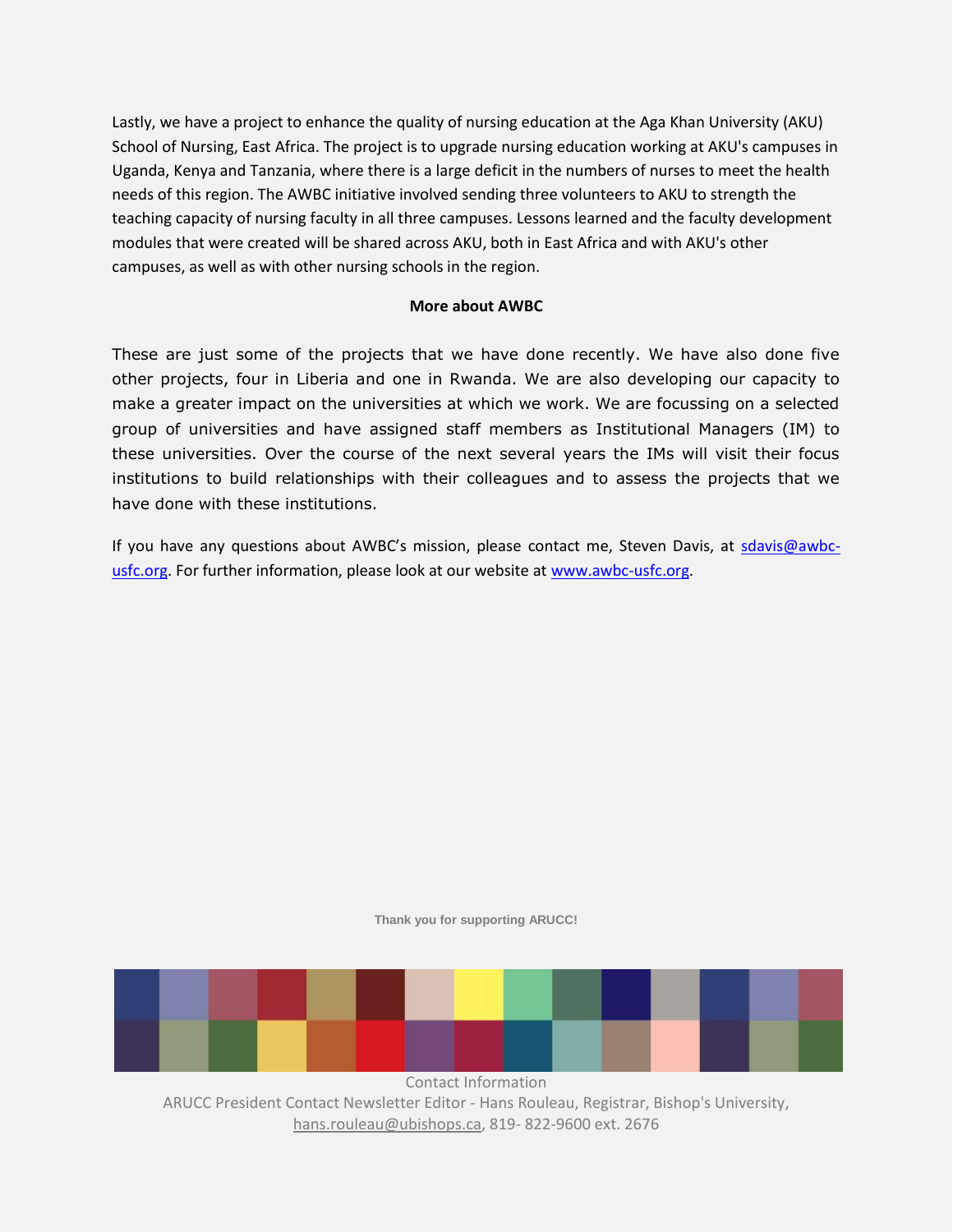Lastly, we have a project to enhance the quality of nursing education at the Aga Khan University (AKU) School of Nursing, East Africa. The project is to upgrade nursing education working at AKU's campuses in Uganda, Kenya and Tanzania, where there is a large deficit in the numbers of nurses to meet the health needs of this region. The AWBC initiative involved sending three volunteers to AKU to strength the teaching capacity of nursing faculty in all three campuses. Lessons learned and the faculty development modules that were created will be shared across AKU, both in East Africa and with AKU's other campuses, as well as with other nursing schools in the region.

**More about AWBC**

These are just some of the projects that we have done recently. We have also done five other projects, four in Liberia and one in Rwanda. We are also developing our capacity to make a greater impact on the universities at which we work. We are focussing on a selected group of universities and have assigned staff members as Institutional Managers (IM) to these universities. Over the course of the next several years the IMs will visit their focus institutions to build relationships with their colleagues and to assess the projects that we have done with these institutions.

If you have any questions about AWBC's mission, please contact me, Steven Davis, at sdavis@awbc-usfc.org. For further information, please look at our website at www.awbc-usfc.org.

**Thank you for supporting ARUCC!**

Contact Information

ARUCC President Contact Newsletter Editor - Hans Rouleau, Registrar, Bishop's University, hans.rouleau@ubishops.ca, 819- 822-9600 ext. 2676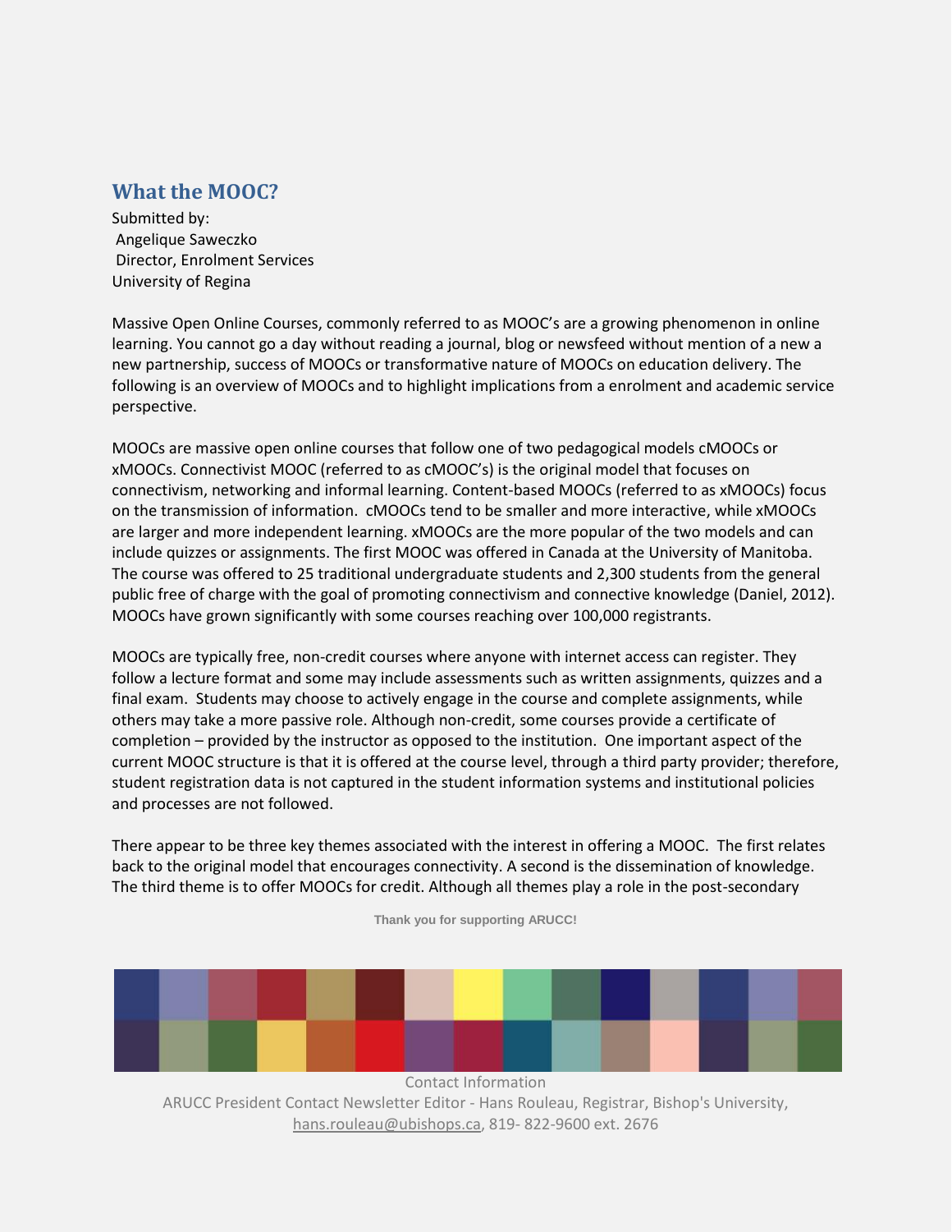## What the MOOC?

Submitted by:
Angelique Saweczko
Director, Enrolment Services
University of Regina

Massive Open Online Courses, commonly referred to as MOOC's are a growing phenomenon in online learning. You cannot go a day without reading a journal, blog or newsfeed without mention of a new a new partnership, success of MOOCs or transformative nature of MOOCs on education delivery. The following is an overview of MOOCs and to highlight implications from a enrolment and academic service perspective.

MOOCs are massive open online courses that follow one of two pedagogical models cMOOCs or xMOOCs. Connectivist MOOC (referred to as cMOOC's) is the original model that focuses on connectivism, networking and informal learning. Content-based MOOCs (referred to as xMOOCs) focus on the transmission of information. cMOOCs tend to be smaller and more interactive, while xMOOCs are larger and more independent learning. xMOOCs are the more popular of the two models and can include quizzes or assignments. The first MOOC was offered in Canada at the University of Manitoba. The course was offered to 25 traditional undergraduate students and 2,300 students from the general public free of charge with the goal of promoting connectivism and connective knowledge (Daniel, 2012). MOOCs have grown significantly with some courses reaching over 100,000 registrants.

MOOCs are typically free, non-credit courses where anyone with internet access can register. They follow a lecture format and some may include assessments such as written assignments, quizzes and a final exam. Students may choose to actively engage in the course and complete assignments, while others may take a more passive role. Although non-credit, some courses provide a certificate of completion – provided by the instructor as opposed to the institution. One important aspect of the current MOOC structure is that it is offered at the course level, through a third party provider; therefore, student registration data is not captured in the student information systems and institutional policies and processes are not followed.

There appear to be three key themes associated with the interest in offering a MOOC. The first relates back to the original model that encourages connectivity. A second is the dissemination of knowledge. The third theme is to offer MOOCs for credit. Although all themes play a role in the post-secondary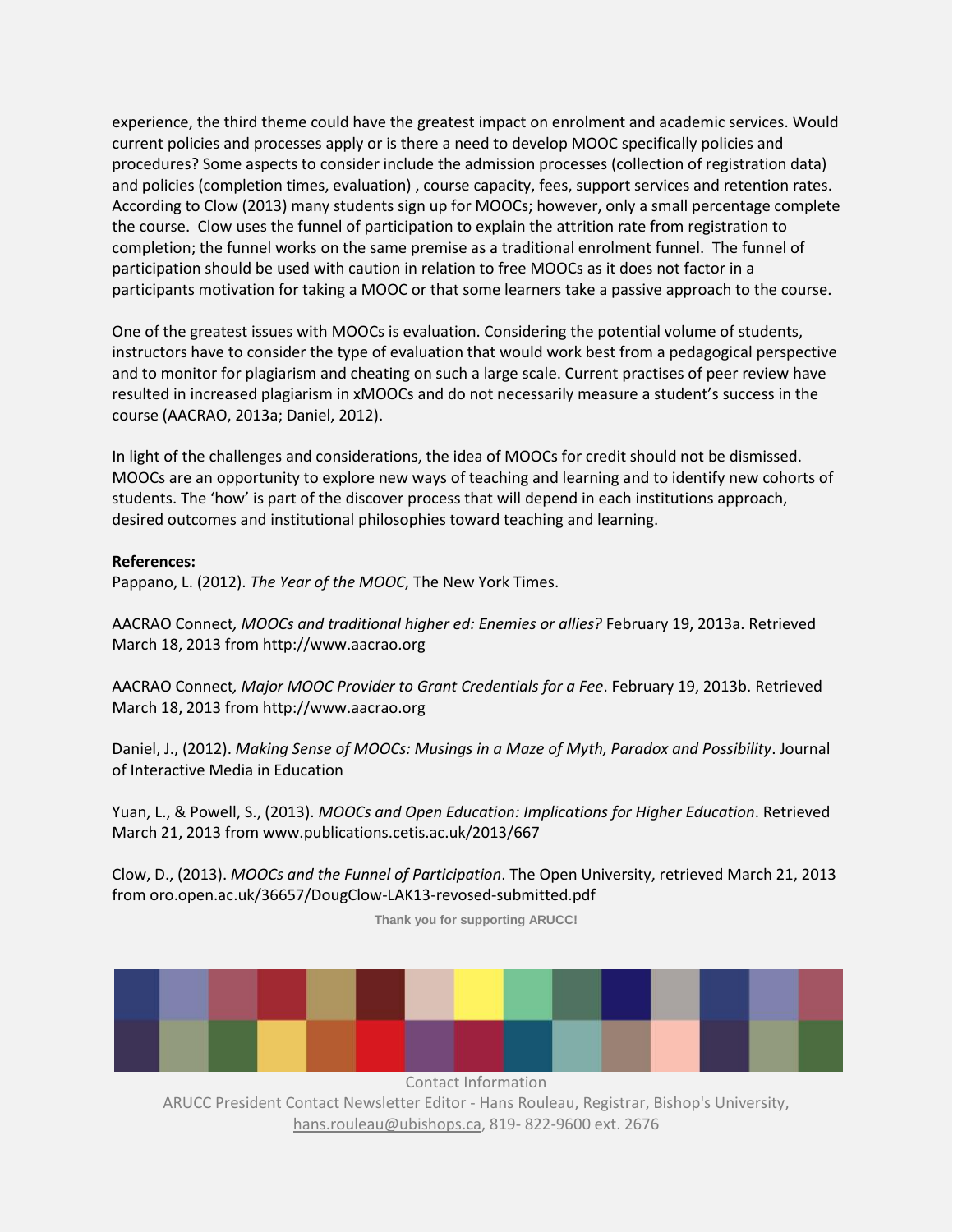experience, the third theme could have the greatest impact on enrolment and academic services. Would current policies and processes apply or is there a need to develop MOOC specifically policies and procedures? Some aspects to consider include the admission processes (collection of registration data) and policies (completion times, evaluation) , course capacity, fees, support services and retention rates. According to Clow (2013) many students sign up for MOOCs; however, only a small percentage complete the course. Clow uses the funnel of participation to explain the attrition rate from registration to completion; the funnel works on the same premise as a traditional enrolment funnel. The funnel of participation should be used with caution in relation to free MOOCs as it does not factor in a participants motivation for taking a MOOC or that some learners take a passive approach to the course.

One of the greatest issues with MOOCs is evaluation. Considering the potential volume of students, instructors have to consider the type of evaluation that would work best from a pedagogical perspective and to monitor for plagiarism and cheating on such a large scale. Current practises of peer review have resulted in increased plagiarism in xMOOCs and do not necessarily measure a student's success in the course (AACRAO, 2013a; Daniel, 2012).

In light of the challenges and considerations, the idea of MOOCs for credit should not be dismissed. MOOCs are an opportunity to explore new ways of teaching and learning and to identify new cohorts of students. The 'how' is part of the discover process that will depend in each institutions approach, desired outcomes and institutional philosophies toward teaching and learning.

**References:**

Pappano, L. (2012). *The Year of the MOOC*, The New York Times.

AACRAO Connect*, MOOCs and traditional higher ed: Enemies or allies?* February 19, 2013a. Retrieved March 18, 2013 from http://www.aacrao.org

AACRAO Connect*, Major MOOC Provider to Grant Credentials for a Fee*. February 19, 2013b. Retrieved March 18, 2013 from http://www.aacrao.org

Daniel, J., (2012). *Making Sense of MOOCs: Musings in a Maze of Myth, Paradox and Possibility*. Journal of Interactive Media in Education

Yuan, L., & Powell, S., (2013). *MOOCs and Open Education: Implications for Higher Education*. Retrieved March 21, 2013 from www.publications.cetis.ac.uk/2013/667

Clow, D., (2013). *MOOCs and the Funnel of Participation*. The Open University, retrieved March 21, 2013 from oro.open.ac.uk/36657/DougClow-LAK13-revosed-submitted.pdf

**Thank you for supporting ARUCC!**

Contact Information

ARUCC President Contact Newsletter Editor - Hans Rouleau, Registrar, Bishop's University, hans.rouleau@ubishops.ca, 819- 822-9600 ext. 2676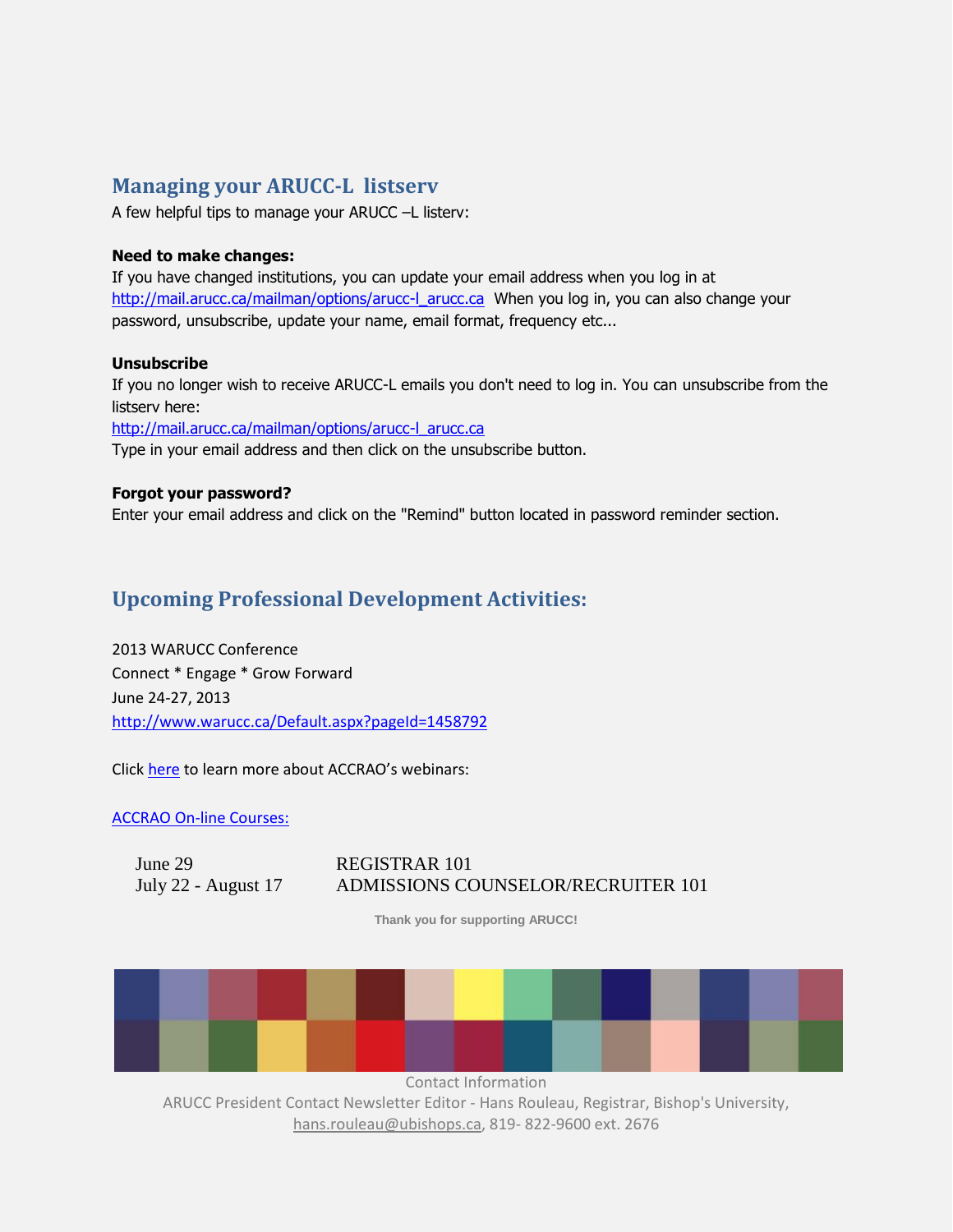## Managing your ARUCC-L listserv

A few helpful tips to manage your ARUCC –L listerv:

**Need to make changes:**
If you have changed institutions, you can update your email address when you log in at http://mail.arucc.ca/mailman/options/arucc-l_arucc.ca When you log in, you can also change your password, unsubscribe, update your name, email format, frequency etc...

**Unsubscribe**
If you no longer wish to receive ARUCC-L emails you don't need to log in. You can unsubscribe from the listserv here:
http://mail.arucc.ca/mailman/options/arucc-l_arucc.ca
Type in your email address and then click on the unsubscribe button.

**Forgot your password?**
Enter your email address and click on the "Remind" button located in password reminder section.

## Upcoming Professional Development Activities:

2013 WARUCC Conference
Connect * Engage * Grow Forward
June 24-27, 2013
http://www.warucc.ca/Default.aspx?pageId=1458792

Click here to learn more about ACCRAO's webinars:

ACCRAO On-line Courses:

| | |
|---|---|
| June 29 | REGISTRAR 101 |
| July 22 - August 17 | ADMISSIONS COUNSELOR/RECRUITER 101 |

**Thank you for supporting ARUCC!**

Contact Information
ARUCC President Contact Newsletter Editor - Hans Rouleau, Registrar, Bishop's University, hans.rouleau@ubishops.ca, 819- 822-9600 ext. 2676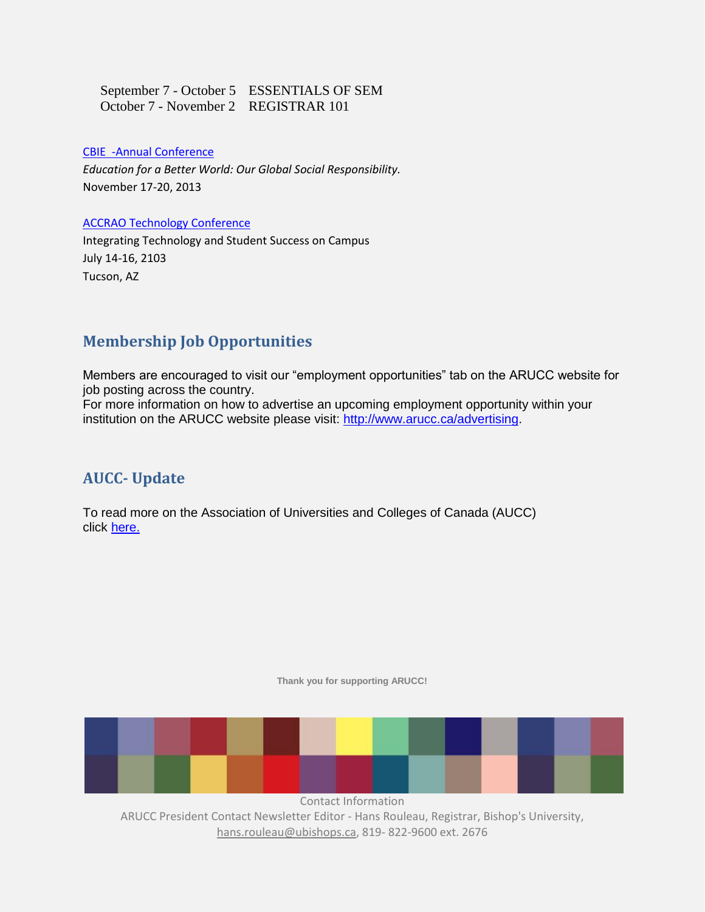September 7 - October 5 ESSENTIALS OF SEM
October 7 - November 2 REGISTRAR 101

CBIE -Annual Conference
*Education for a Better World: Our Global Social Responsibility.*
November 17-20, 2013

ACCRAO Technology Conference
Integrating Technology and Student Success on Campus
July 14-16, 2103
Tucson, AZ

## Membership Job Opportunities

Members are encouraged to visit our "employment opportunities" tab on the ARUCC website for job posting across the country.
For more information on how to advertise an upcoming employment opportunity within your institution on the ARUCC website please visit: http://www.arucc.ca/advertising.

## AUCC- Update

To read more on the Association of Universities and Colleges of Canada (AUCC) click here.

**Thank you for supporting ARUCC!**

Contact Information
ARUCC President Contact Newsletter Editor - Hans Rouleau, Registrar, Bishop's University, hans.rouleau@ubishops.ca, 819- 822-9600 ext. 2676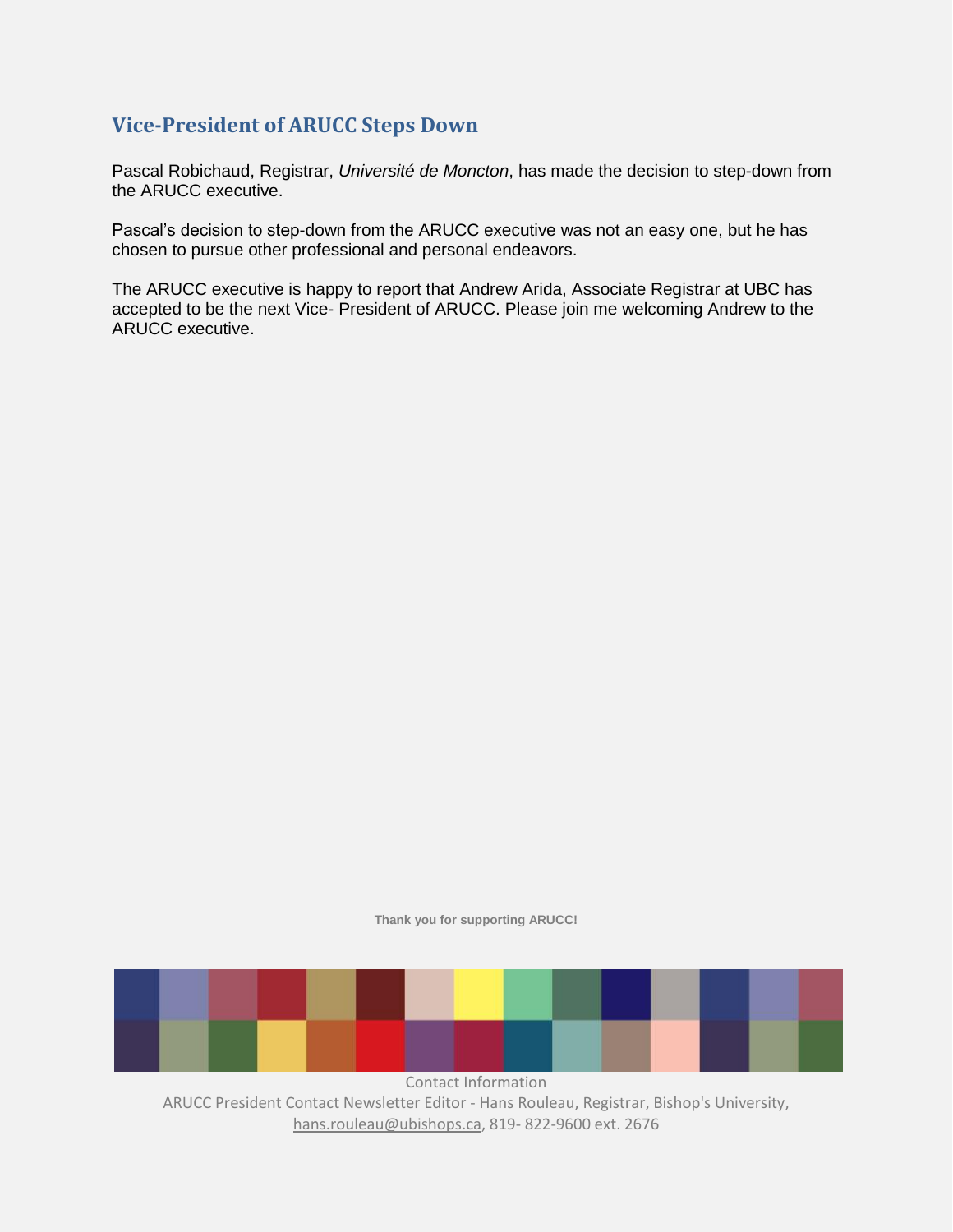## Vice-President of ARUCC Steps Down

Pascal Robichaud, Registrar, *Université de Moncton*, has made the decision to step-down from the ARUCC executive.

Pascal's decision to step-down from the ARUCC executive was not an easy one, but he has chosen to pursue other professional and personal endeavors.

The ARUCC executive is happy to report that Andrew Arida, Associate Registrar at UBC has accepted to be the next Vice- President of ARUCC. Please join me welcoming Andrew to the ARUCC executive.

**Thank you for supporting ARUCC!**

Contact Information

ARUCC President Contact Newsletter Editor - Hans Rouleau, Registrar, Bishop's University, hans.rouleau@ubishops.ca, 819- 822-9600 ext. 2676